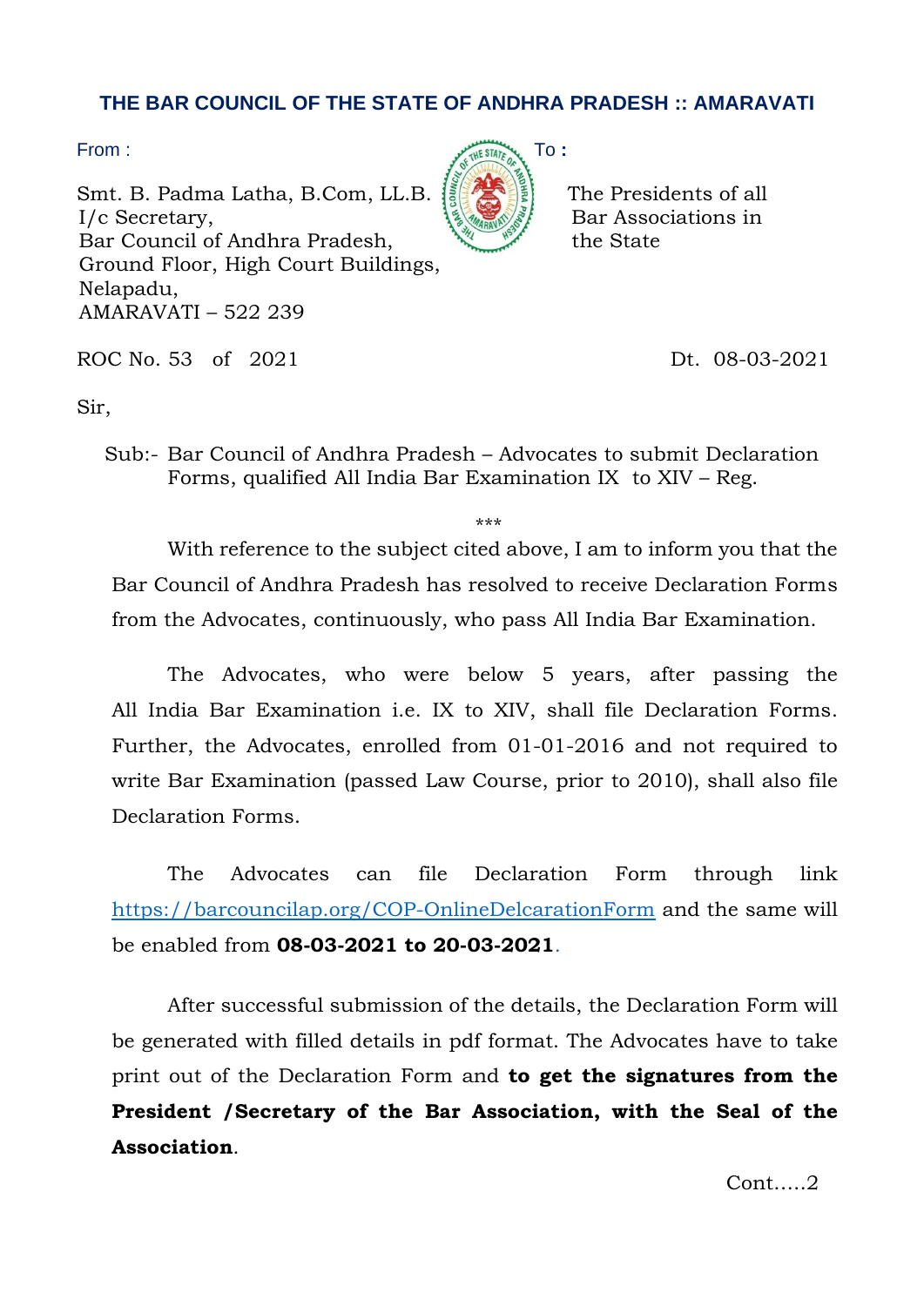# THE BAR COUNCIL OF THE STATE OF ANDHRA PRADESH :: AMARAVATI

From :

Smt. B. Padma Latha, B.Com, LL.B.
I/c Secretary,
Bar Council of Andhra Pradesh,
Ground Floor, High Court Buildings,
Nelapadu,
AMARAVATI – 522 239

To :

The Presidents of all
Bar Associations in
the State

ROC No. 53 of 2021 Dt. 08-03-2021

Sir,

Sub:- Bar Council of Andhra Pradesh – Advocates to submit Declaration Forms, qualified All India Bar Examination IX to XIV – Reg.

***

With reference to the subject cited above, I am to inform you that the Bar Council of Andhra Pradesh has resolved to receive Declaration Forms from the Advocates, continuously, who pass All India Bar Examination.

The Advocates, who were below 5 years, after passing the All India Bar Examination i.e. IX to XIV, shall file Declaration Forms. Further, the Advocates, enrolled from 01-01-2016 and not required to write Bar Examination (passed Law Course, prior to 2010), shall also file Declaration Forms.

The Advocates can file Declaration Form through link https://barcouncilap.org/COP-OnlineDelcarationForm and the same will be enabled from **08-03-2021 to 20-03-2021**.

After successful submission of the details, the Declaration Form will be generated with filled details in pdf format. The Advocates have to take print out of the Declaration Form and **to get the signatures from the President /Secretary of the Bar Association, with the Seal of the Association**.

Cont.….2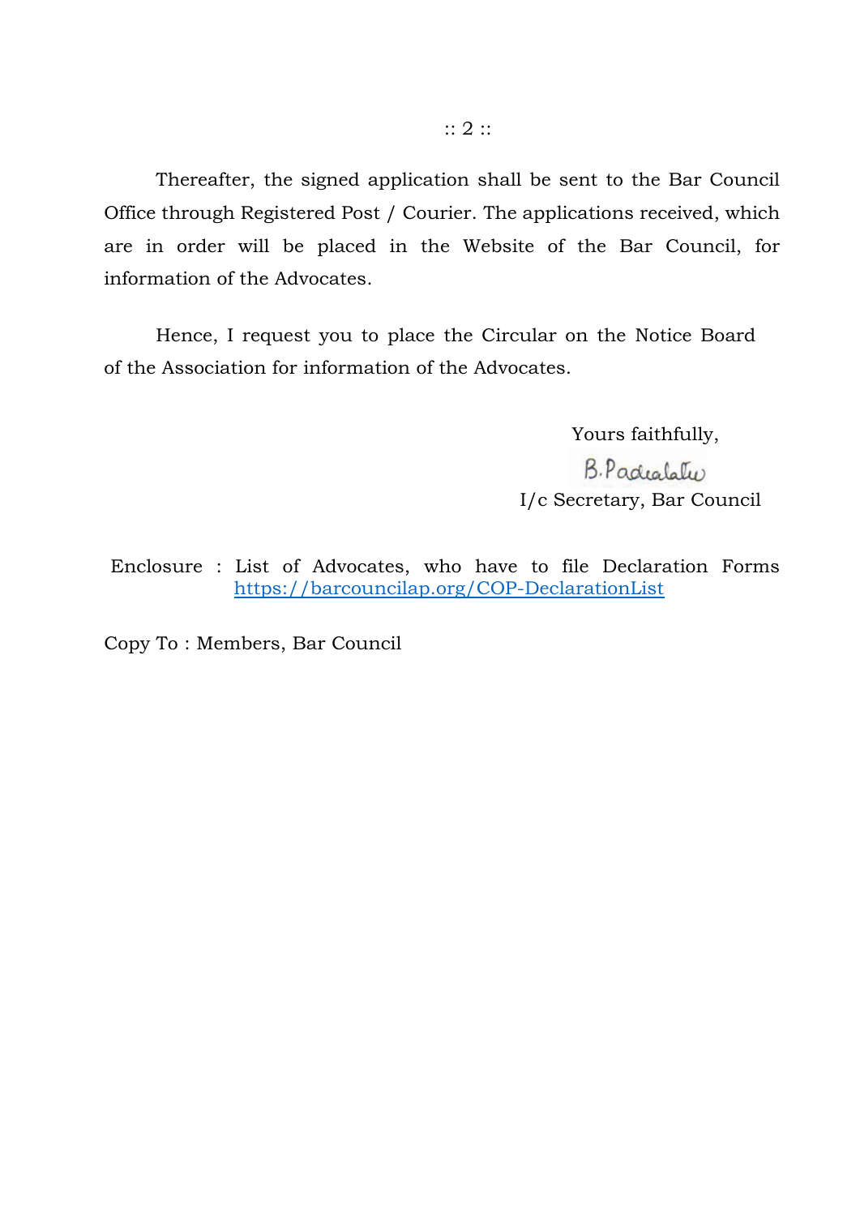Thereafter, the signed application shall be sent to the Bar Council Office through Registered Post / Courier. The applications received, which are in order will be placed in the Website of the Bar Council, for information of the Advocates.

Hence, I request you to place the Circular on the Notice Board of the Association for information of the Advocates.

Yours faithfully,

B.Padmalatha

I/c Secretary, Bar Council

Enclosure : List of Advocates, who have to file Declaration Forms https://barcouncilap.org/COP-DeclarationList

Copy To : Members, Bar Council